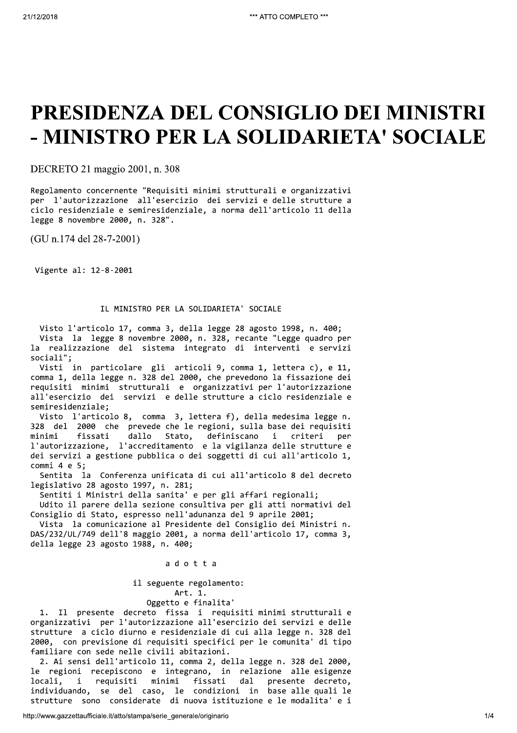# PRESIDENZA DEL CONSIGLIO DEI MINISTRI - MINISTRO PER LA SOLIDARIETA' SOCIALE

DECRETO 21 maggio 2001, n. 308

Regolamento concernente "Requisiti minimi strutturali e organizzativi per l'autorizzazione all'esercizio dei servizi e delle strutture a ciclo residenziale e semiresidenziale, a norma dell'articolo 11 della legge 8 novembre 2000, n. 328".

(GU n.174 del 28-7-2001)

Vigente al: 12-8-2001

IL MINISTRO PER LA SOLIDARIETA' SOCIALE

Visto l'articolo 17, comma 3, della legge 28 agosto 1998, n. 400;

Vista la legge 8 novembre 2000, n. 328, recante "Legge quadro per la realizzazione del sistema integrato di interventi e servizi sociali";

Visti in particolare gli articoli 9, comma 1, lettera c), e 11, comma 1, della legge n. 328 del 2000, che prevedono la fissazione dei requisiti minimi strutturali e organizzativi per l'autorizzazione all'esercizio dei servizi e delle strutture a ciclo residenziale e semiresidenziale;

Visto l'articolo 8, comma 3, lettera f), della medesima legge n. 328 del 2000 che prevede che le regioni, sulla base dei requisiti minimi fissati dallo Stato, definiscano i criteri per l'autorizzazione, l'accreditamento e la vigilanza delle strutture e dei servizi a gestione pubblica o dei soggetti di cui all'articolo 1, commi 4 e 5;

Sentita la Conferenza unificata di cui all'articolo 8 del decreto legislativo 28 agosto 1997, n. 281;

Sentiti i Ministri della sanita' e per gli affari regionali;

Udito il parere della sezione consultiva per gli atti normativi del Consiglio di Stato, espresso nell'adunanza del 9 aprile 2001;

Vista la comunicazione al Presidente del Consiglio dei Ministri n. DAS/232/UL/749 dell'8 maggio 2001, a norma dell'articolo 17, comma 3, della legge 23 agosto 1988, n. 400;

a d o t t a

il seguente regolamento:

Art. 1.

Oggetto e finalita'

1. Il presente decreto fissa i requisiti minimi strutturali e organizzativi per l'autorizzazione all'esercizio dei servizi e delle strutture a ciclo diurno e residenziale di cui alla legge n. 328 del 2000, con previsione di requisiti specifici per le comunita' di tipo familiare con sede nelle civili abitazioni.

2. Ai sensi dell'articolo 11, comma 2, della legge n. 328 del 2000, le regioni recepiscono e integrano, in relazione alle esigenze locali, i requisiti minimi fissati dal presente decreto, individuando, se del caso, le condizioni in base alle quali le strutture sono considerate di nuova istituzione e le modalita' e i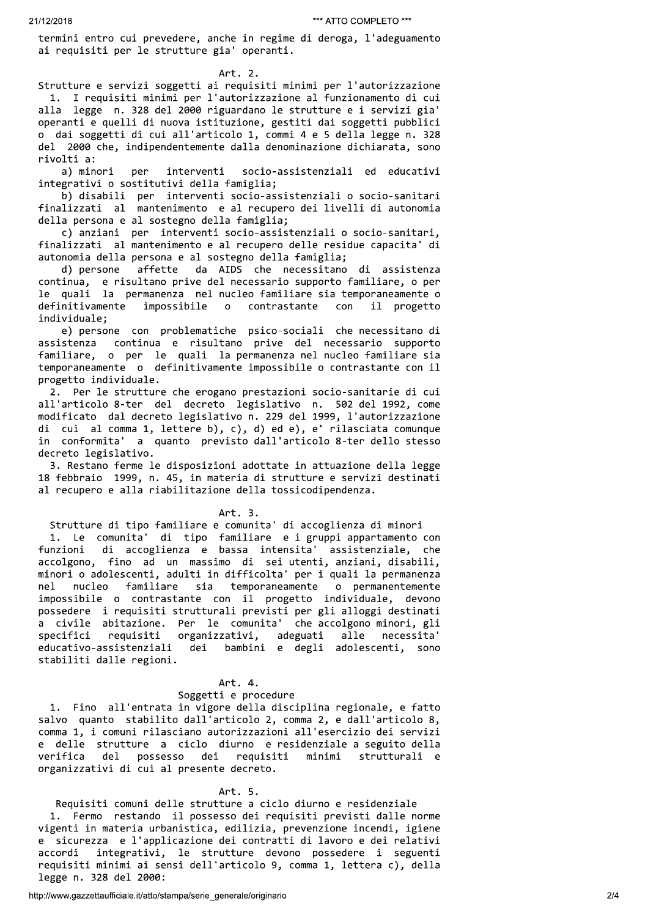termini entro cui prevedere, anche in regime di deroga, l'adeguamento ai requisiti per le strutture gia' operanti.

### Art. 2.

**Strutture e servizi soggetti ai requisiti minimi per l'autorizzazione**

1. I requisiti minimi per l'autorizzazione al funzionamento di cui alla legge n. 328 del 2000 riguardano le strutture e i servizi gia' operanti e quelli di nuova istituzione, gestiti dai soggetti pubblici o dai soggetti di cui all'articolo 1, commi 4 e 5 della legge n. 328 del 2000 che, indipendentemente dalla denominazione dichiarata, sono rivolti a:

   a) minori per interventi socio-assistenziali ed educativi integrativi o sostitutivi della famiglia;

   b) disabili per interventi socio-assistenziali o socio-sanitari finalizzati al mantenimento e al recupero dei livelli di autonomia della persona e al sostegno della famiglia;

   c) anziani per interventi socio-assistenziali o socio-sanitari, finalizzati al mantenimento e al recupero delle residue capacita' di autonomia della persona e al sostegno della famiglia;

   d) persone affette da AIDS che necessitano di assistenza continua, e risultano prive del necessario supporto familiare, o per le quali la permanenza nel nucleo familiare sia temporaneamente o definitivamente impossibile o contrastante con il progetto individuale;

   e) persone con problematiche psico-sociali che necessitano di assistenza continua e risultano prive del necessario supporto familiare, o per le quali la permanenza nel nucleo familiare sia temporaneamente o definitivamente impossibile o contrastante con il progetto individuale.

2. Per le strutture che erogano prestazioni socio-sanitarie di cui all'articolo 8-ter del decreto legislativo n. 502 del 1992, come modificato dal decreto legislativo n. 229 del 1999, l'autorizzazione di cui al comma 1, lettere b), c), d) ed e), e' rilasciata comunque in conformita' a quanto previsto dall'articolo 8-ter dello stesso decreto legislativo.

3. Restano ferme le disposizioni adottate in attuazione della legge 18 febbraio 1999, n. 45, in materia di strutture e servizi destinati al recupero e alla riabilitazione della tossicodipendenza.

### Art. 3.

**Strutture di tipo familiare e comunita' di accoglienza di minori**

1. Le comunita' di tipo familiare e i gruppi appartamento con funzioni di accoglienza e bassa intensita' assistenziale, che accolgono, fino ad un massimo di sei utenti, anziani, disabili, minori o adolescenti, adulti in difficolta' per i quali la permanenza nel nucleo familiare sia temporaneamente o permanentemente impossibile o contrastante con il progetto individuale, devono possedere i requisiti strutturali previsti per gli alloggi destinati a civile abitazione. Per le comunita' che accolgono minori, gli specifici requisiti organizzativi, adeguati alle necessita' educativo-assistenziali dei bambini e degli adolescenti, sono stabiliti dalle regioni.

### Art. 4.

**Soggetti e procedure**

1. Fino all'entrata in vigore della disciplina regionale, e fatto salvo quanto stabilito dall'articolo 2, comma 2, e dall'articolo 8, comma 1, i comuni rilasciano autorizzazioni all'esercizio dei servizi e delle strutture a ciclo diurno e residenziale a seguito della verifica del possesso dei requisiti minimi strutturali e organizzativi di cui al presente decreto.

### Art. 5.

**Requisiti comuni delle strutture a ciclo diurno e residenziale**

1. Fermo restando il possesso dei requisiti previsti dalle norme vigenti in materia urbanistica, edilizia, prevenzione incendi, igiene e sicurezza e l'applicazione dei contratti di lavoro e dei relativi accordi integrativi, le strutture devono possedere i seguenti requisiti minimi ai sensi dell'articolo 9, comma 1, lettera c), della legge n. 328 del 2000: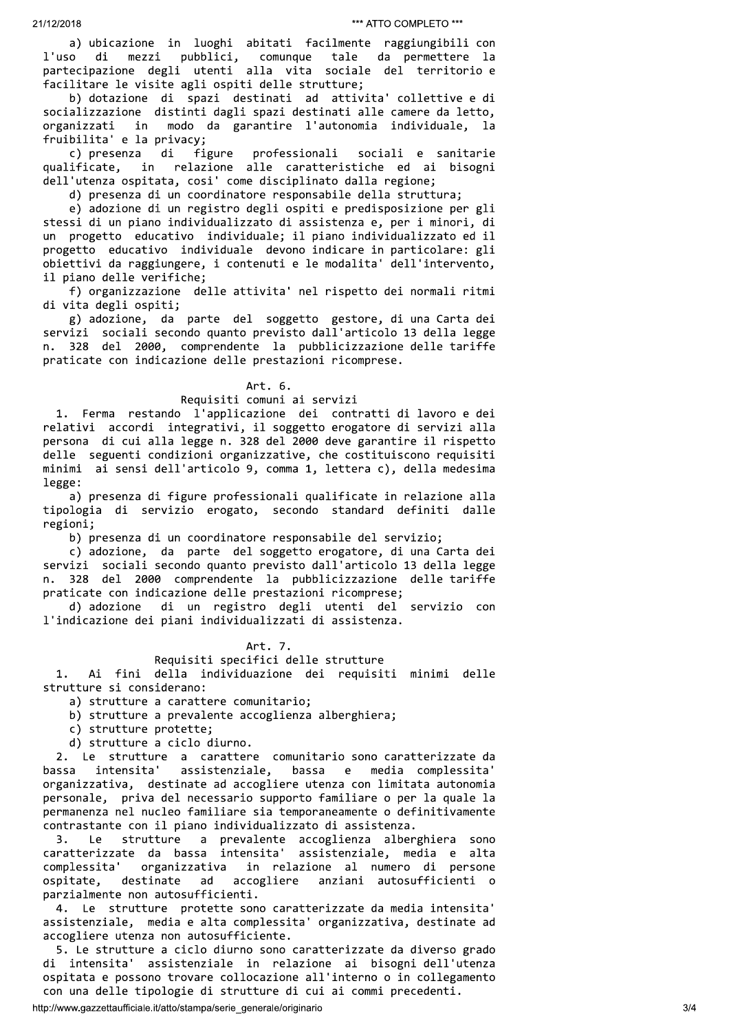a) ubicazione in luoghi abitati facilmente raggiungibili con l'uso di mezzi pubblici, comunque tale da permettere la partecipazione degli utenti alla vita sociale del territorio e facilitare le visite agli ospiti delle strutture;

b) dotazione di spazi destinati ad attivita' collettive e di socializzazione distinti dagli spazi destinati alle camere da letto, organizzati in modo da garantire l'autonomia individuale, la fruibilita' e la privacy;

c) presenza di figure professionali sociali e sanitarie qualificate, in relazione alle caratteristiche ed ai bisogni dell'utenza ospitata, cosi' come disciplinato dalla regione;

d) presenza di un coordinatore responsabile della struttura;

e) adozione di un registro degli ospiti e predisposizione per gli stessi di un piano individualizzato di assistenza e, per i minori, di un progetto educativo individuale; il piano individualizzato ed il progetto educativo individuale devono indicare in particolare: gli obiettivi da raggiungere, i contenuti e le modalita' dell'intervento, il piano delle verifiche;

f) organizzazione delle attivita' nel rispetto dei normali ritmi di vita degli ospiti;

g) adozione, da parte del soggetto gestore, di una Carta dei servizi sociali secondo quanto previsto dall'articolo 13 della legge n. 328 del 2000, comprendente la pubblicizzazione delle tariffe praticate con indicazione delle prestazioni ricomprese.

## Art. 6.

### Requisiti comuni ai servizi

1. Ferma restando l'applicazione dei contratti di lavoro e dei relativi accordi integrativi, il soggetto erogatore di servizi alla persona di cui alla legge n. 328 del 2000 deve garantire il rispetto delle seguenti condizioni organizzative, che costituiscono requisiti minimi ai sensi dell'articolo 9, comma 1, lettera c), della medesima legge:

a) presenza di figure professionali qualificate in relazione alla tipologia di servizio erogato, secondo standard definiti dalle regioni;

b) presenza di un coordinatore responsabile del servizio;

c) adozione, da parte del soggetto erogatore, di una Carta dei servizi sociali secondo quanto previsto dall'articolo 13 della legge n. 328 del 2000 comprendente la pubblicizzazione delle tariffe praticate con indicazione delle prestazioni ricomprese;

d) adozione di un registro degli utenti del servizio con l'indicazione dei piani individualizzati di assistenza.

## Art. 7.

### Requisiti specifici delle strutture

1. Ai fini della individuazione dei requisiti minimi delle strutture si considerano:

a) strutture a carattere comunitario;

b) strutture a prevalente accoglienza alberghiera;

c) strutture protette;

d) strutture a ciclo diurno.

2. Le strutture a carattere comunitario sono caratterizzate da bassa intensita' assistenziale, bassa e media complessita' organizzativa, destinate ad accogliere utenza con limitata autonomia personale, priva del necessario supporto familiare o per la quale la permanenza nel nucleo familiare sia temporaneamente o definitivamente contrastante con il piano individualizzato di assistenza.

3. Le strutture a prevalente accoglienza alberghiera sono caratterizzate da bassa intensita' assistenziale, media e alta complessita' organizzativa in relazione al numero di persone ospitate, destinate ad accogliere anziani autosufficienti o parzialmente non autosufficienti.

4. Le strutture protette sono caratterizzate da media intensita' assistenziale, media e alta complessita' organizzativa, destinate ad accogliere utenza non autosufficiente.

5. Le strutture a ciclo diurno sono caratterizzate da diverso grado di intensita' assistenziale in relazione ai bisogni dell'utenza ospitata e possono trovare collocazione all'interno o in collegamento con una delle tipologie di strutture di cui ai commi precedenti.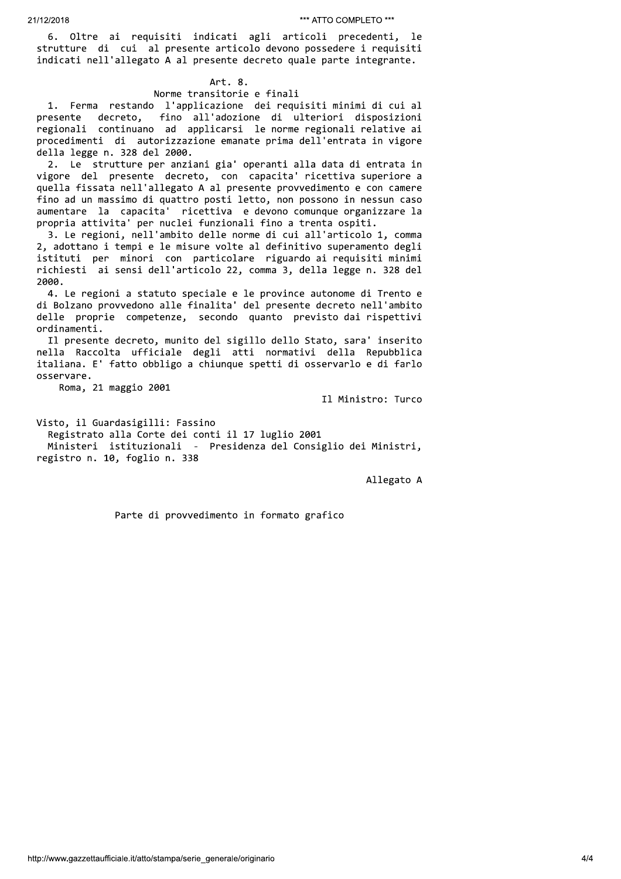6. Oltre ai requisiti indicati agli articoli precedenti, le strutture di cui al presente articolo devono possedere i requisiti indicati nell'allegato A al presente decreto quale parte integrante.

## Art. 8.

### Norme transitorie e finali

1. Ferma restando l'applicazione dei requisiti minimi di cui al presente decreto, fino all'adozione di ulteriori disposizioni regionali continuano ad applicarsi le norme regionali relative ai procedimenti di autorizzazione emanate prima dell'entrata in vigore della legge n. 328 del 2000.

2. Le strutture per anziani gia' operanti alla data di entrata in vigore del presente decreto, con capacita' ricettiva superiore a quella fissata nell'allegato A al presente provvedimento e con camere fino ad un massimo di quattro posti letto, non possono in nessun caso aumentare la capacita' ricettiva e devono comunque organizzare la propria attivita' per nuclei funzionali fino a trenta ospiti.

3. Le regioni, nell'ambito delle norme di cui all'articolo 1, comma 2, adottano i tempi e le misure volte al definitivo superamento degli istituti per minori con particolare riguardo ai requisiti minimi richiesti ai sensi dell'articolo 22, comma 3, della legge n. 328 del 2000.

4. Le regioni a statuto speciale e le province autonome di Trento e di Bolzano provvedono alle finalita' del presente decreto nell'ambito delle proprie competenze, secondo quanto previsto dai rispettivi ordinamenti.

Il presente decreto, munito del sigillo dello Stato, sara' inserito nella Raccolta ufficiale degli atti normativi della Repubblica italiana. E' fatto obbligo a chiunque spetti di osservarlo e di farlo osservare.

Roma, 21 maggio 2001

Il Ministro: Turco

Visto, il Guardasigilli: Fassino

Registrato alla Corte dei conti il 17 luglio 2001

Ministeri istituzionali - Presidenza del Consiglio dei Ministri, registro n. 10, foglio n. 338

Allegato A

Parte di provvedimento in formato grafico